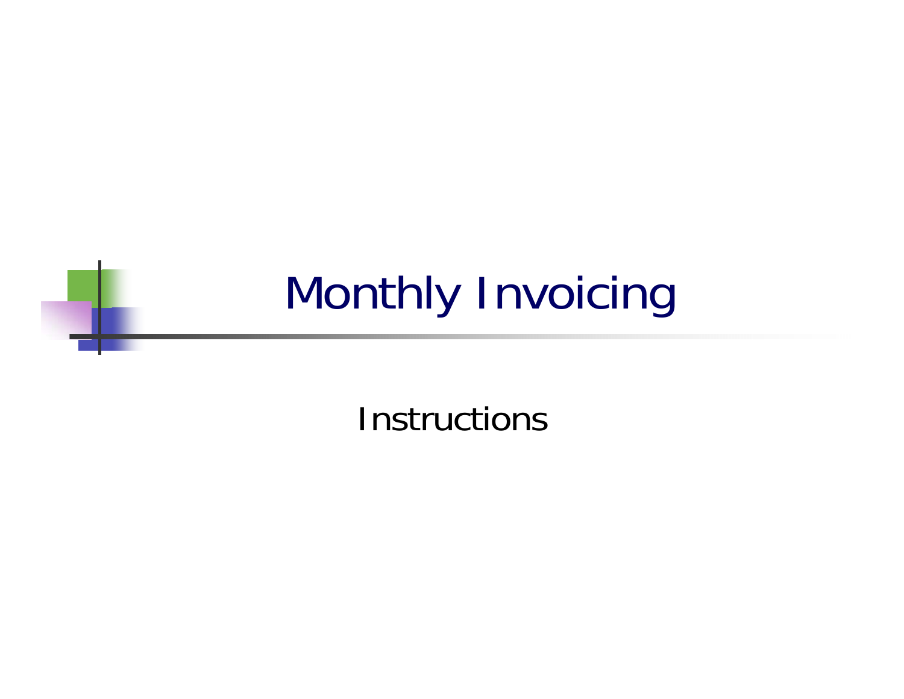# Monthly Invoicing

Instructions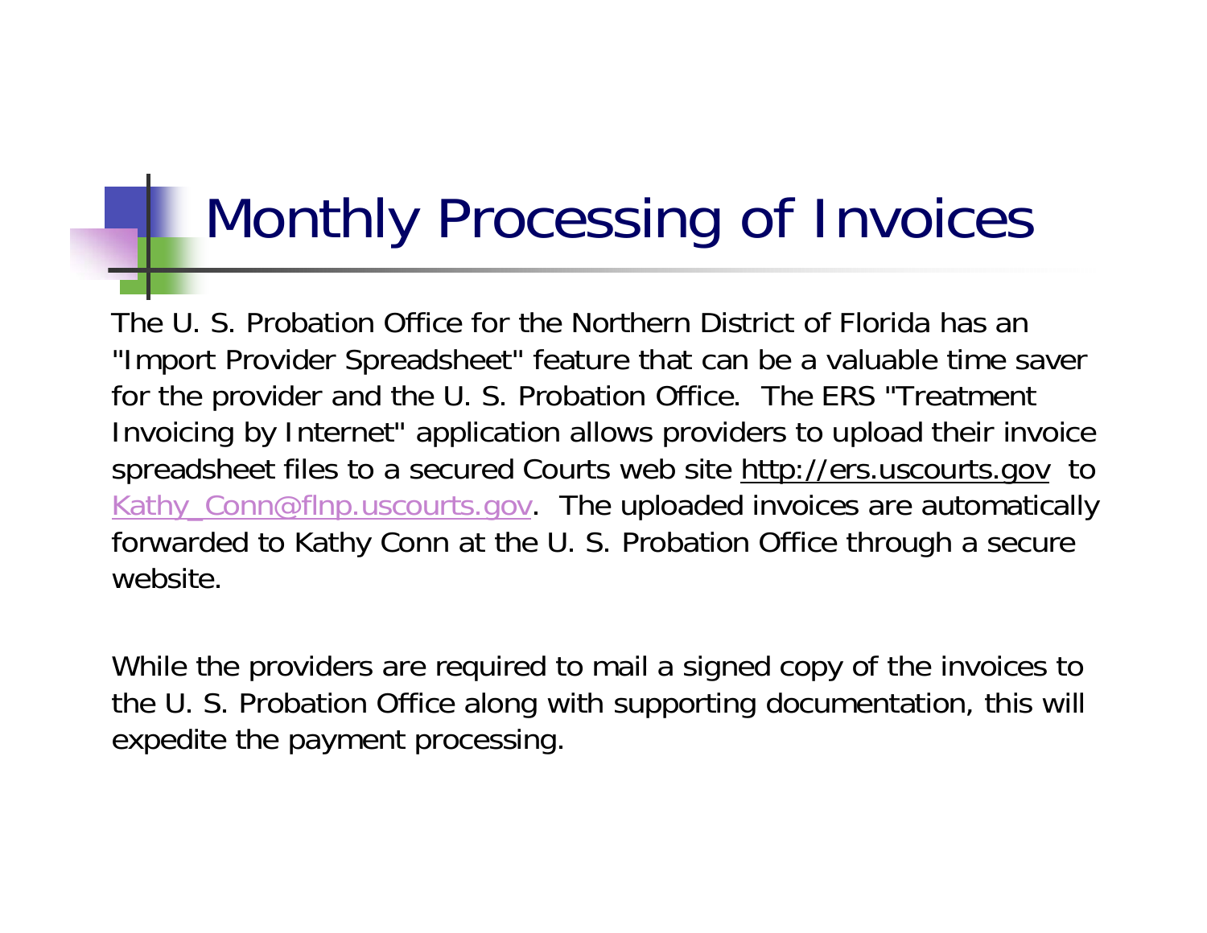# Monthly Processing of Invoices

The U. S. Probation Office for the Northern District of Florida has an "Import Provider Spreadsheet" feature that can be a valuable time saver for the provider and the U. S. Probation Office. The ERS "Treatment Invoicing by Internet" application allows providers to upload their invoice spreadsheet files to a secured Courts web site http://ers.uscourts.gov to Kathy_Conn@flnp.uscourts.gov. The uploaded invoices are automatically forwarded to Kathy Conn at the U. S. Probation Office through a secure website.

While the providers are required to mail a signed copy of the invoices to the U. S. Probation Office along with supporting documentation, this will expedite the payment processing.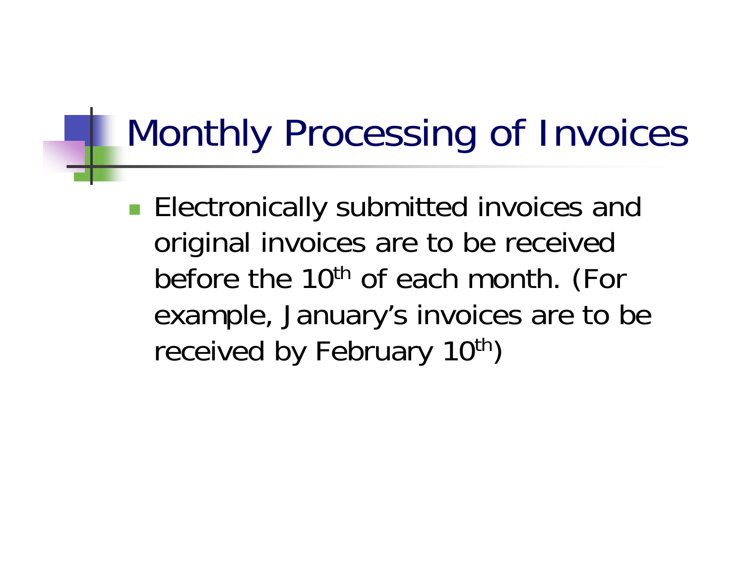# Monthly Processing of Invoices

- Electronically submitted invoices and original invoices are to be received before the 10th of each month. (For example, January's invoices are to be received by February 10th)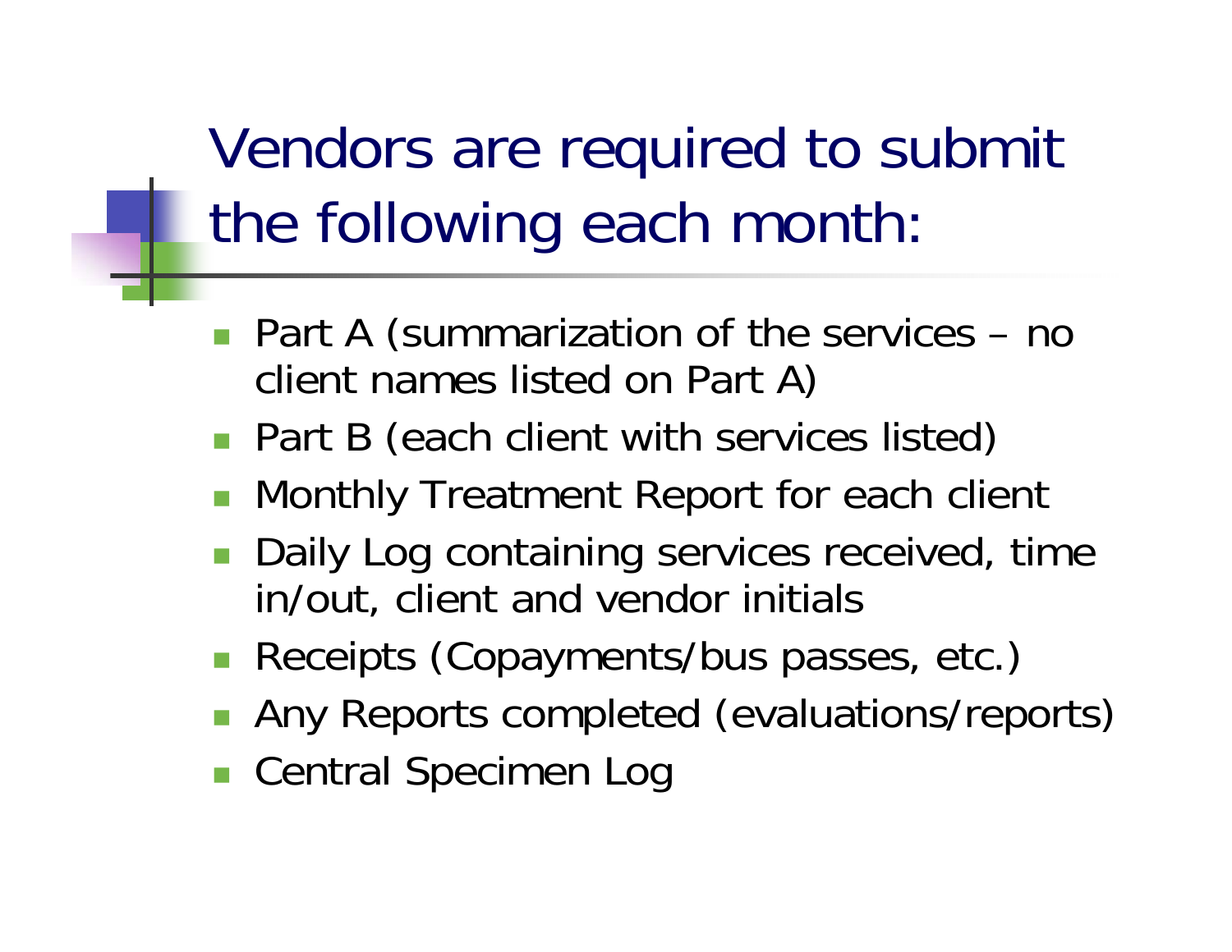# Vendors are required to submit the following each month:

- Part A (summarization of the services – no client names listed on Part A)
- Part B (each client with services listed)
- Monthly Treatment Report for each client
- Daily Log containing services received, time in/out, client and vendor initials
- Receipts (Copayments/bus passes, etc.)
- Any Reports completed (evaluations/reports)
- Central Specimen Log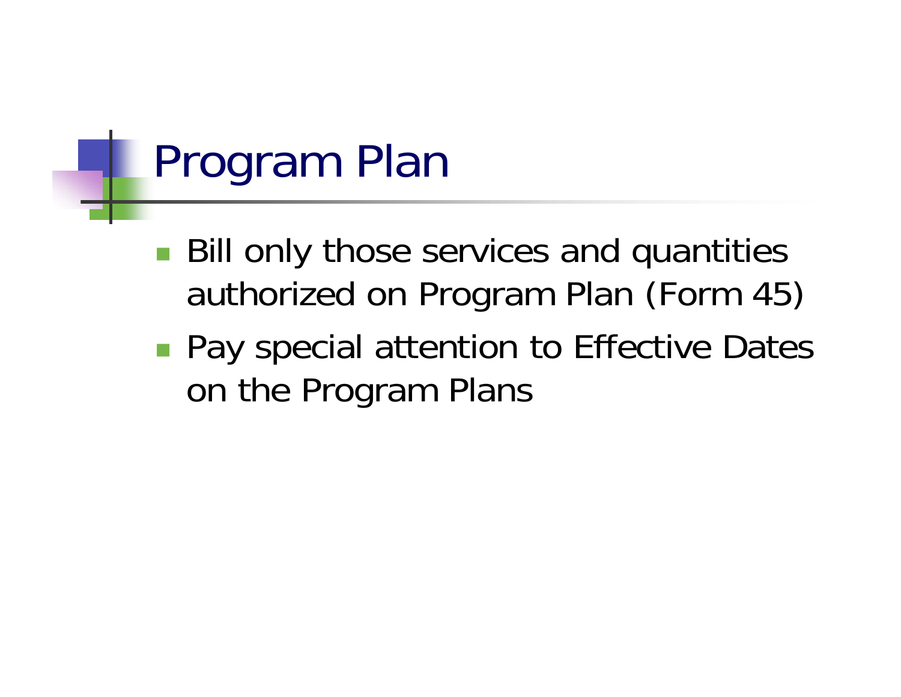# Program Plan

- Bill only those services and quantities authorized on Program Plan (Form 45)
- Pay special attention to Effective Dates on the Program Plans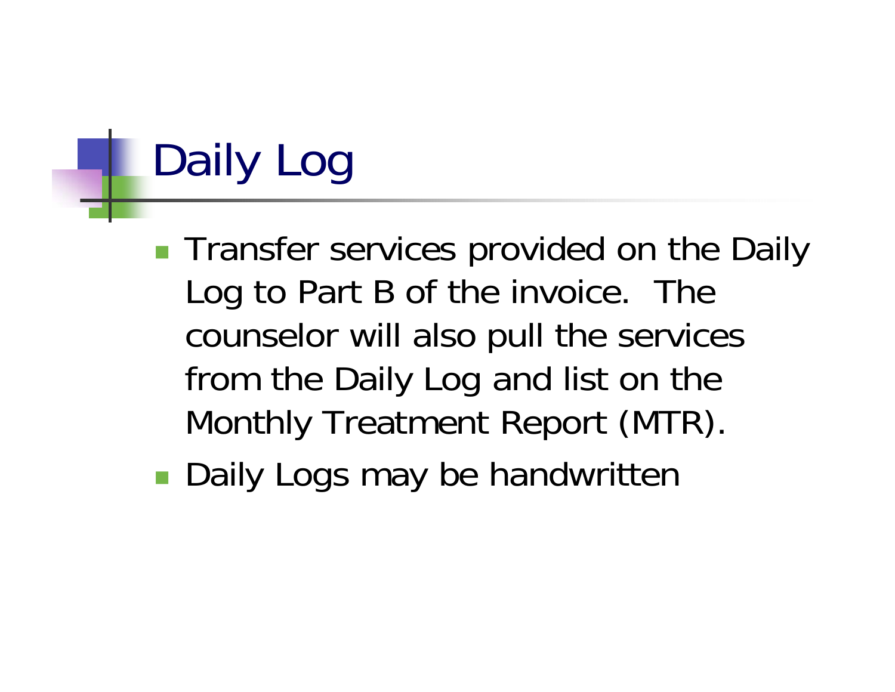# Daily Log

- Transfer services provided on the Daily Log to Part B of the invoice. The counselor will also pull the services from the Daily Log and list on the Monthly Treatment Report (MTR).
- Daily Logs may be handwritten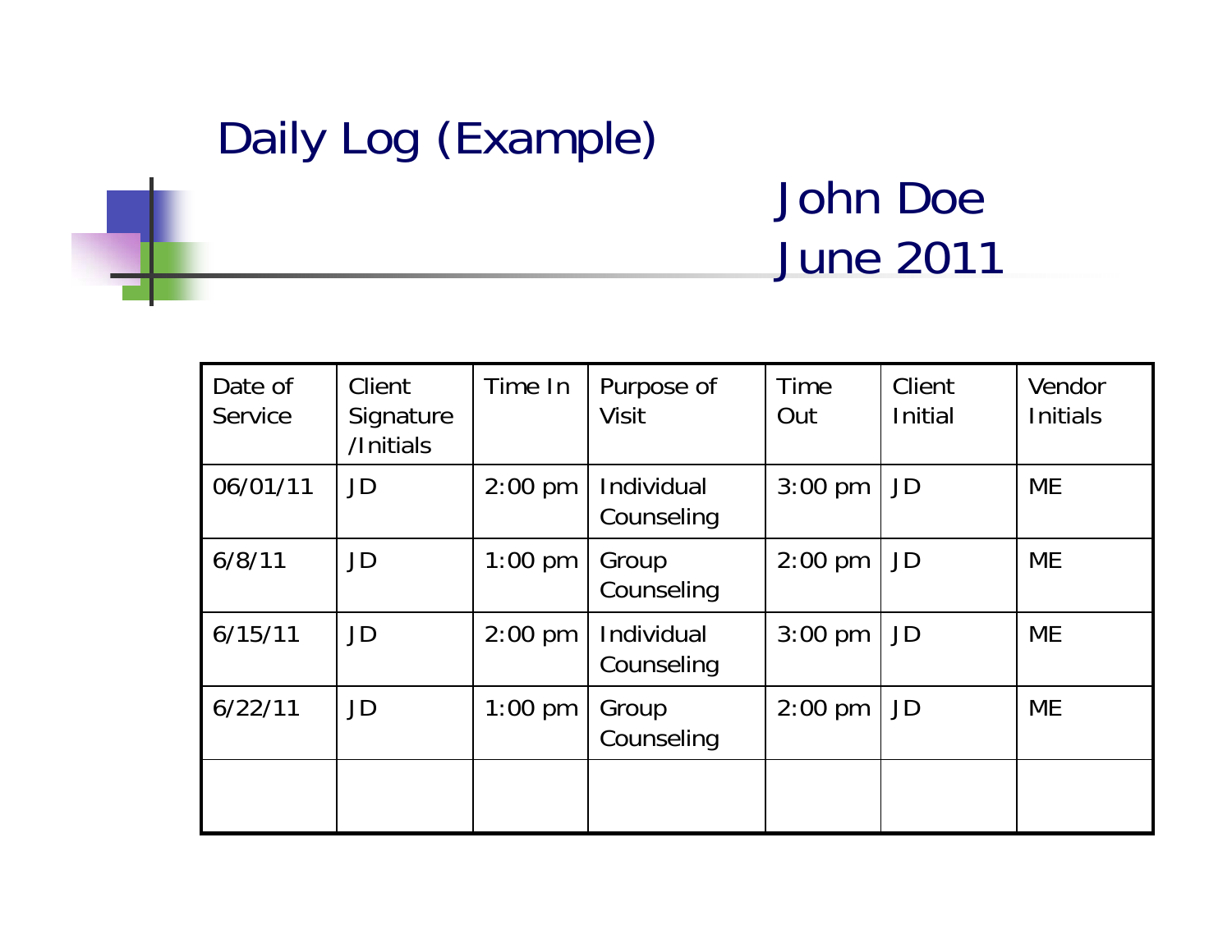# Daily Log (Example)

## John Doe
## June 2011

| Date of Service | Client Signature /Initials | Time In | Purpose of Visit | Time Out | Client Initial | Vendor Initials |
|---|---|---|---|---|---|---|
| 06/01/11 | JD | 2:00 pm | Individual Counseling | 3:00 pm | JD | ME |
| 6/8/11 | JD | 1:00 pm | Group Counseling | 2:00 pm | JD | ME |
| 6/15/11 | JD | 2:00 pm | Individual Counseling | 3:00 pm | JD | ME |
| 6/22/11 | JD | 1:00 pm | Group Counseling | 2:00 pm | JD | ME |
| | | | | | | |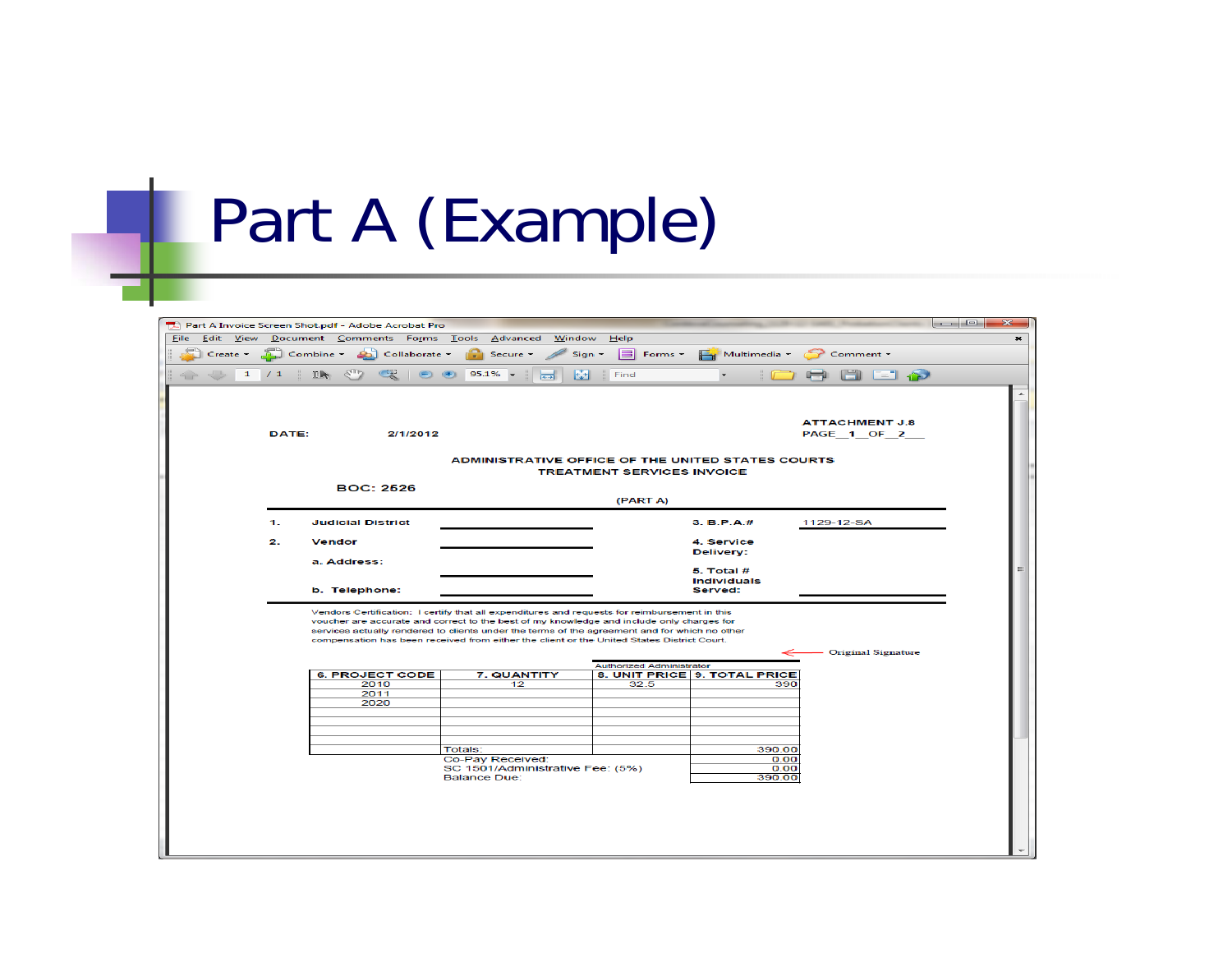# Part A (Example)

Part A Invoice Screen Shot.pdf - Adobe Acrobat Pro

DATE: 2/1/2012

ATTACHMENT J.8
PAGE__1__OF__2___

ADMINISTRATIVE OFFICE OF THE UNITED STATES COURTS
TREATMENT SERVICES INVOICE

BOC: 2526

(PART A)

1. Judicial District ____________ 3. B.P.A.# 1129-12-SA

2. Vendor ____________ 4. Service Delivery:

a. Address: ____________ 5. Total # Individuals Served: ____________

b. Telephone: ____________

Vendors Certification: I certify that all expenditures and requests for reimbursement in this voucher are accurate and correct to the best of my knowledge and include only charges for services actually rendered to clients under the terms of the agreement and for which no other compensation has been received from either the client or the United States District Court.

Authorized Administrator ← Original Signature

| 6. PROJECT CODE | 7. QUANTITY | 8. UNIT PRICE | 9. TOTAL PRICE |
|---|---|---|---|
| 2010 | 12 | 32.5 | 390 |
| 2011 | | | |
| 2020 | | | |
| | Totals: | | 390.00 |
| | Co-Pay Received: | | 0.00 |
| | SC 1501/Administrative Fee: (5%) | | 0.00 |
| | Balance Due: | | 390.00 |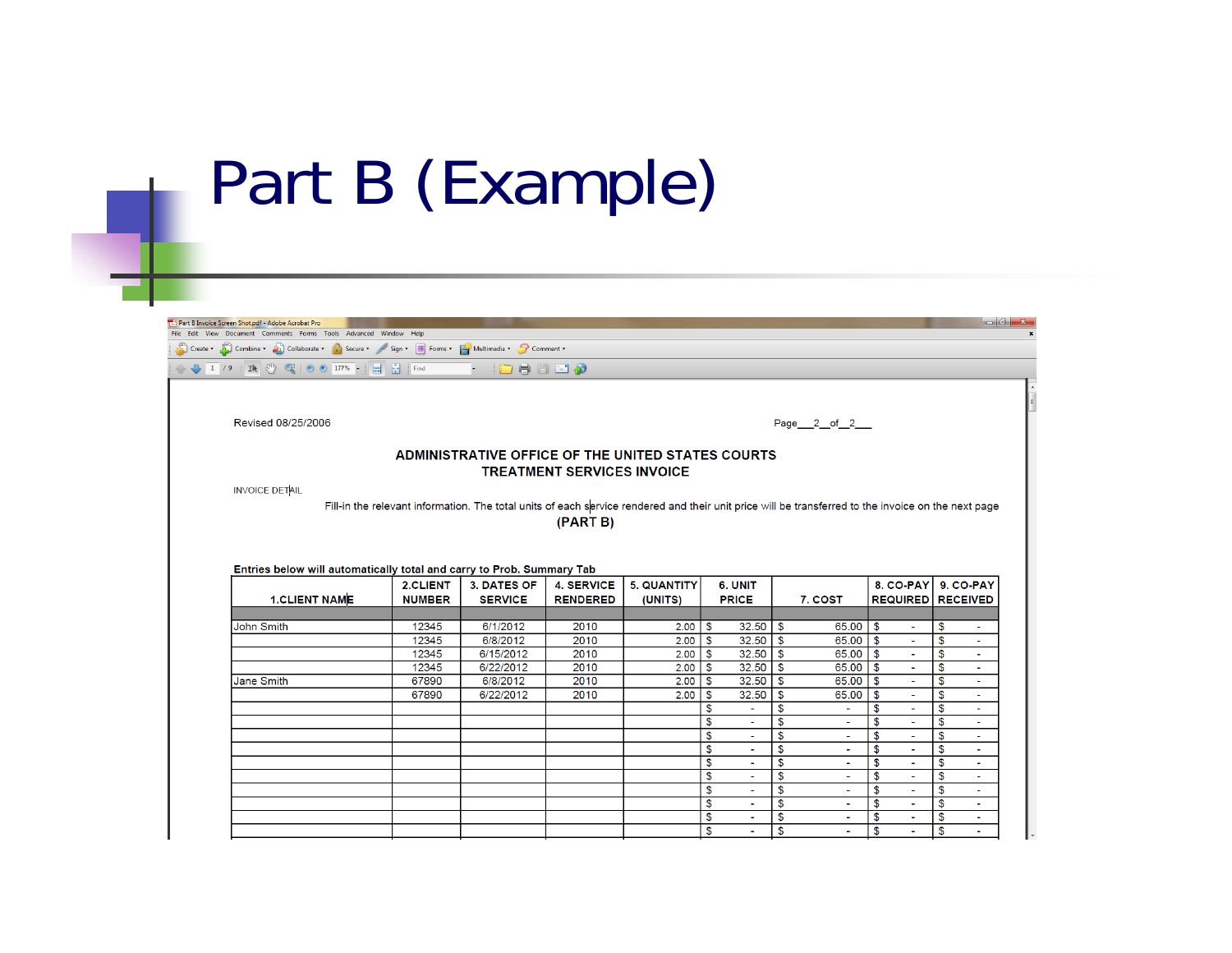# Part B (Example)

Revised 08/25/2006

Page__2__of__2__

**ADMINISTRATIVE OFFICE OF THE UNITED STATES COURTS**
**TREATMENT SERVICES INVOICE**

INVOICE DETAIL

Fill-in the relevant information. The total units of each service rendered and their unit price will be transferred to the invoice on the next page **(PART B)**

**Entries below will automatically total and carry to Prob. Summary Tab**

| 1.CLIENT NAME | 2.CLIENT NUMBER | 3. DATES OF SERVICE | 4. SERVICE RENDERED | 5. QUANTITY (UNITS) | 6. UNIT PRICE | 7. COST | 8. CO-PAY REQUIRED | 9. CO-PAY RECEIVED |
|---|---|---|---|---|---|---|---|---|
| | | | | | | | | |
| John Smith | 12345 | 6/1/2012 | 2010 | 2.00 | $ 32.50 | $ 65.00 | $ - | $ - |
| | 12345 | 6/8/2012 | 2010 | 2.00 | $ 32.50 | $ 65.00 | $ - | $ - |
| | 12345 | 6/15/2012 | 2010 | 2.00 | $ 32.50 | $ 65.00 | $ - | $ - |
| | 12345 | 6/22/2012 | 2010 | 2.00 | $ 32.50 | $ 65.00 | $ - | $ - |
| Jane Smith | 67890 | 6/8/2012 | 2010 | 2.00 | $ 32.50 | $ 65.00 | $ - | $ - |
| | 67890 | 6/22/2012 | 2010 | 2.00 | $ 32.50 | $ 65.00 | $ - | $ - |
| | | | | | $ - | $ - | $ - | $ - |
| | | | | | $ - | $ - | $ - | $ - |
| | | | | | $ - | $ - | $ - | $ - |
| | | | | | $ - | $ - | $ - | $ - |
| | | | | | $ - | $ - | $ - | $ - |
| | | | | | $ - | $ - | $ - | $ - |
| | | | | | $ - | $ - | $ - | $ - |
| | | | | | $ - | $ - | $ - | $ - |
| | | | | | $ - | $ - | $ - | $ - |
| | | | | | $ - | $ - | $ - | $ - |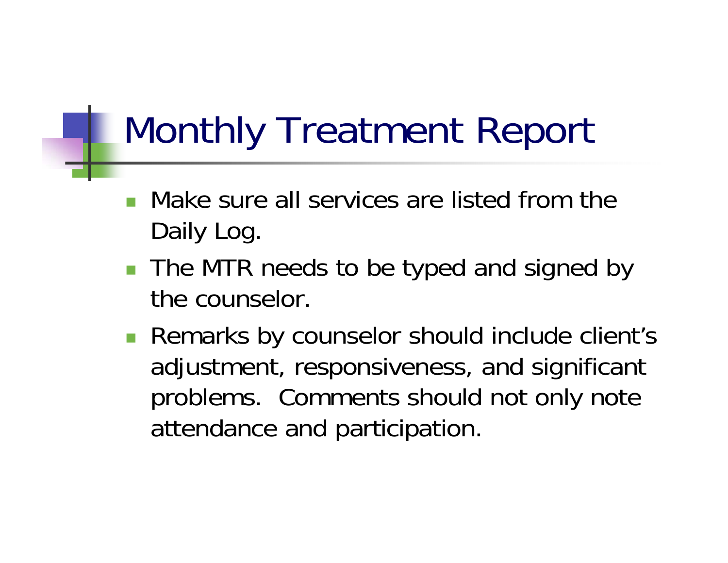# Monthly Treatment Report

- Make sure all services are listed from the Daily Log.
- The MTR needs to be typed and signed by the counselor.
- Remarks by counselor should include client's adjustment, responsiveness, and significant problems. Comments should not only note attendance and participation.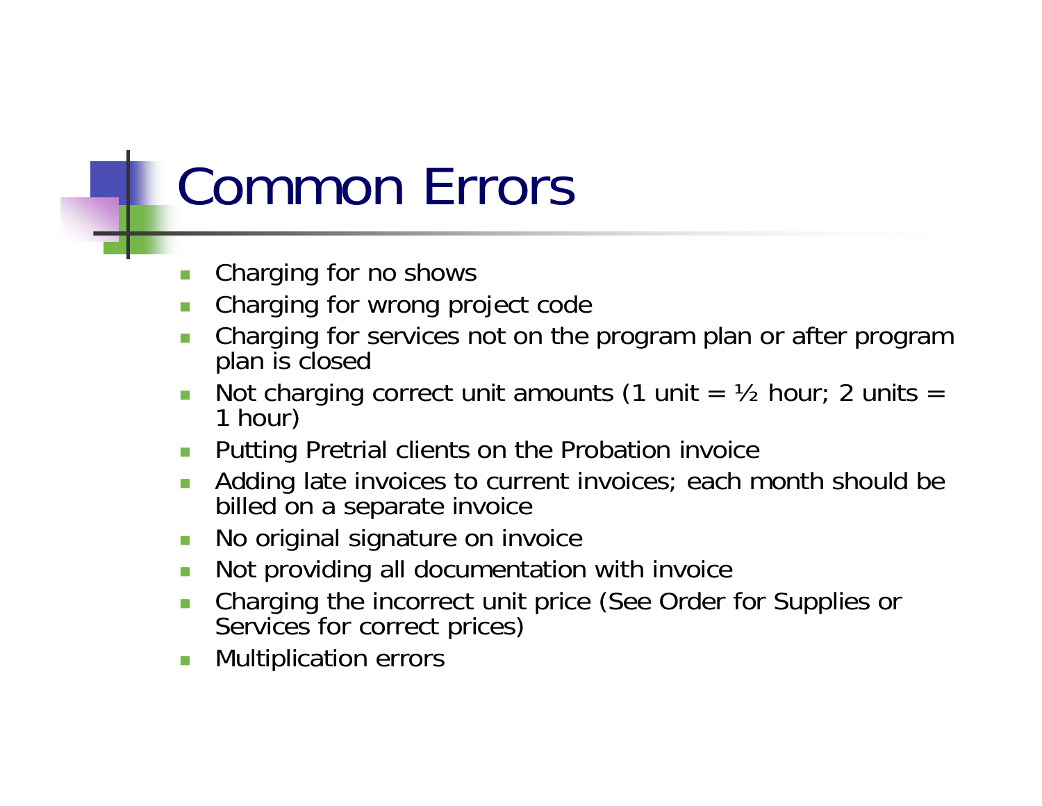# Common Errors

- Charging for no shows
- Charging for wrong project code
- Charging for services not on the program plan or after program plan is closed
- Not charging correct unit amounts (1 unit = ½ hour; 2 units = 1 hour)
- Putting Pretrial clients on the Probation invoice
- Adding late invoices to current invoices; each month should be billed on a separate invoice
- No original signature on invoice
- Not providing all documentation with invoice
- Charging the incorrect unit price (See Order for Supplies or Services for correct prices)
- Multiplication errors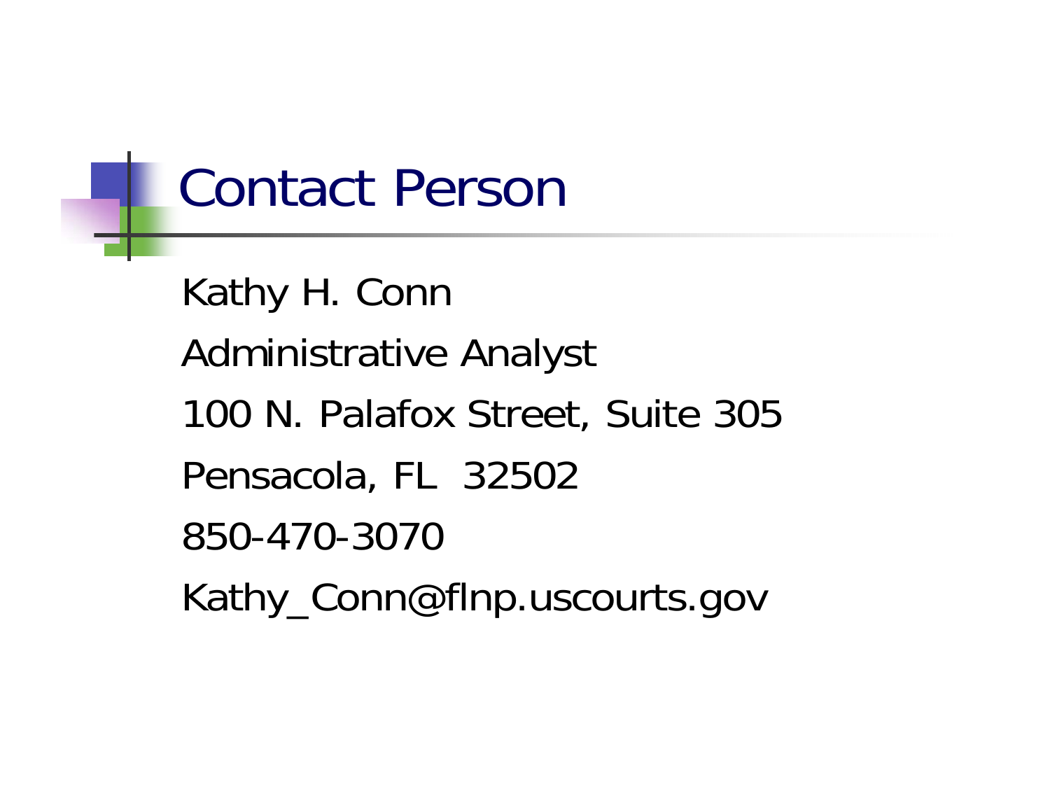# Contact Person

Kathy H. Conn

Administrative Analyst

100 N. Palafox Street, Suite 305

Pensacola, FL  32502

850-470-3070

Kathy_Conn@flnp.uscourts.gov